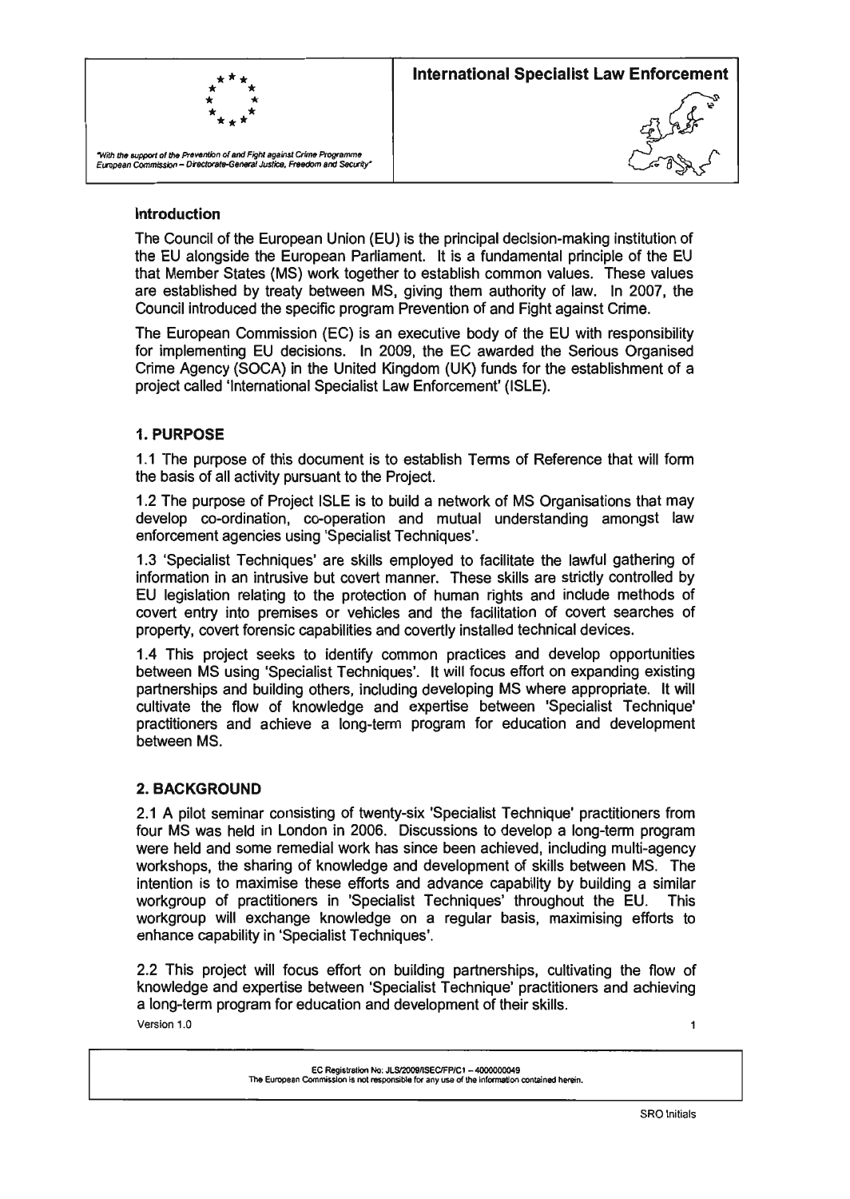**International Specialist Law Enforcement**

"With the support of the Prevention of and Fight against Crime Programme European Commission – Directorate-General Justice, Freedom and Security"

## Introduction

The Council of the European Union (EU) is the principal decision-making institution of the EU alongside the European Parliament. It is a fundamental principle of the EU that Member States (MS) work together to establish common values. These values are established by treaty between MS, giving them authority of law. In 2007, the Council introduced the specific program Prevention of and Fight against Crime.

The European Commission (EC) is an executive body of the EU with responsibility for implementing EU decisions. In 2009, the EC awarded the Serious Organised Crime Agency (SOCA) in the United Kingdom (UK) funds for the establishment of a project called 'International Specialist Law Enforcement' (ISLE).

## 1. PURPOSE

1.1 The purpose of this document is to establish Terms of Reference that will form the basis of all activity pursuant to the Project.

1.2 The purpose of Project ISLE is to build a network of MS Organisations that may develop co-ordination, co-operation and mutual understanding amongst law enforcement agencies using 'Specialist Techniques'.

1.3 'Specialist Techniques' are skills employed to facilitate the lawful gathering of information in an intrusive but covert manner. These skills are strictly controlled by EU legislation relating to the protection of human rights and include methods of covert entry into premises or vehicles and the facilitation of covert searches of property, covert forensic capabilities and covertly installed technical devices.

1.4 This project seeks to identify common practices and develop opportunities between MS using 'Specialist Techniques'. It will focus effort on expanding existing partnerships and building others, including developing MS where appropriate. It will cultivate the flow of knowledge and expertise between 'Specialist Technique' practitioners and achieve a long-term program for education and development between MS.

## 2. BACKGROUND

2.1 A pilot seminar consisting of twenty-six 'Specialist Technique' practitioners from four MS was held in London in 2006. Discussions to develop a long-term program were held and some remedial work has since been achieved, including multi-agency workshops, the sharing of knowledge and development of skills between MS. The intention is to maximise these efforts and advance capability by building a similar workgroup of practitioners in 'Specialist Techniques' throughout the EU. This workgroup will exchange knowledge on a regular basis, maximising efforts to enhance capability in 'Specialist Techniques'.

2.2 This project will focus effort on building partnerships, cultivating the flow of knowledge and expertise between 'Specialist Technique' practitioners and achieving a long-term program for education and development of their skills.

Version 1.0

EC Registration No: JLS/2009/ISEC/FP/C1 – 4000000049
The European Commission is not responsible for any use of the information contained herein.

SRO Initials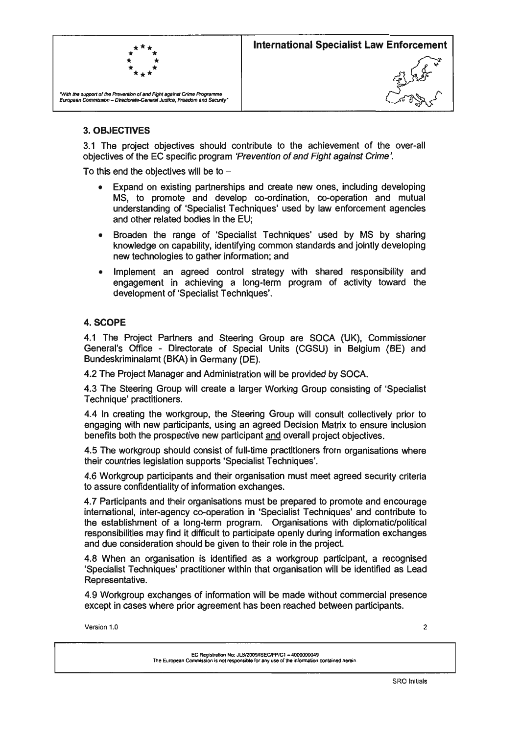## 3. OBJECTIVES

3.1 The project objectives should contribute to the achievement of the over-all objectives of the EC specific program *'Prevention of and Fight against Crime'*.

To this end the objectives will be to –

- Expand on existing partnerships and create new ones, including developing MS, to promote and develop co-ordination, co-operation and mutual understanding of 'Specialist Techniques' used by law enforcement agencies and other related bodies in the EU;
- Broaden the range of 'Specialist Techniques' used by MS by sharing knowledge on capability, identifying common standards and jointly developing new technologies to gather information; and
- Implement an agreed control strategy with shared responsibility and engagement in achieving a long-term program of activity toward the development of 'Specialist Techniques'.

## 4. SCOPE

4.1 The Project Partners and Steering Group are SOCA (UK), Commissioner General's Office - Directorate of Special Units (CGSU) in Belgium (BE) and Bundeskriminalamt (BKA) in Germany (DE).

4.2 The Project Manager and Administration will be provided by SOCA.

4.3 The Steering Group will create a larger Working Group consisting of 'Specialist Technique' practitioners.

4.4 In creating the workgroup, the Steering Group will consult collectively prior to engaging with new participants, using an agreed Decision Matrix to ensure inclusion benefits both the prospective new participant <u>and</u> overall project objectives.

4.5 The workgroup should consist of full-time practitioners from organisations where their countries legislation supports 'Specialist Techniques'.

4.6 Workgroup participants and their organisation must meet agreed security criteria to assure confidentiality of information exchanges.

4.7 Participants and their organisations must be prepared to promote and encourage international, inter-agency co-operation in 'Specialist Techniques' and contribute to the establishment of a long-term program. Organisations with diplomatic/political responsibilities may find it difficult to participate openly during information exchanges and due consideration should be given to their role in the project.

4.8 When an organisation is identified as a workgroup participant, a recognised 'Specialist Techniques' practitioner within that organisation will be identified as Lead Representative.

4.9 Workgroup exchanges of information will be made without commercial presence except in cases where prior agreement has been reached between participants.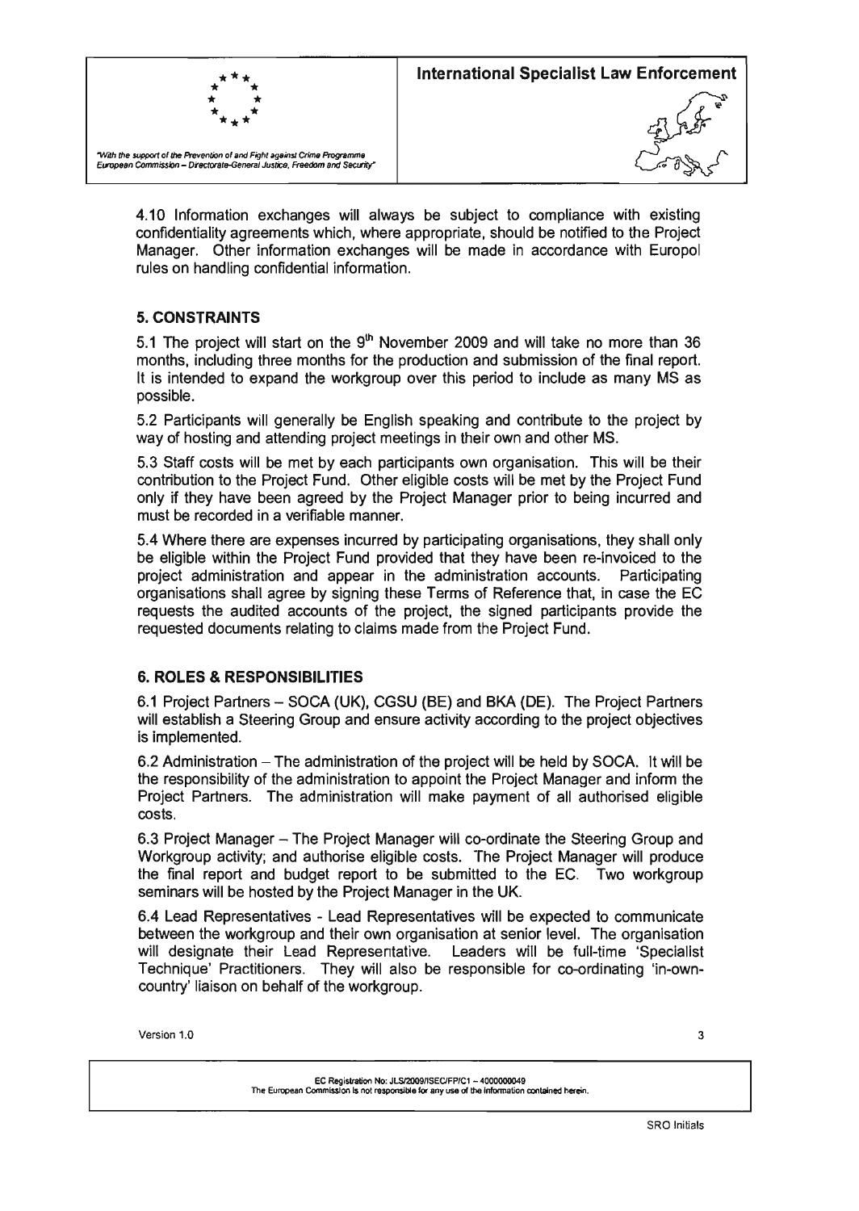4.10 Information exchanges will always be subject to compliance with existing confidentiality agreements which, where appropriate, should be notified to the Project Manager. Other information exchanges will be made in accordance with Europol rules on handling confidential information.

## 5. CONSTRAINTS

5.1 The project will start on the 9th November 2009 and will take no more than 36 months, including three months for the production and submission of the final report. It is intended to expand the workgroup over this period to include as many MS as possible.

5.2 Participants will generally be English speaking and contribute to the project by way of hosting and attending project meetings in their own and other MS.

5.3 Staff costs will be met by each participants own organisation. This will be their contribution to the Project Fund. Other eligible costs will be met by the Project Fund only if they have been agreed by the Project Manager prior to being incurred and must be recorded in a verifiable manner.

5.4 Where there are expenses incurred by participating organisations, they shall only be eligible within the Project Fund provided that they have been re-invoiced to the project administration and appear in the administration accounts. Participating organisations shall agree by signing these Terms of Reference that, in case the EC requests the audited accounts of the project, the signed participants provide the requested documents relating to claims made from the Project Fund.

## 6. ROLES & RESPONSIBILITIES

6.1 Project Partners – SOCA (UK), CGSU (BE) and BKA (DE). The Project Partners will establish a Steering Group and ensure activity according to the project objectives is implemented.

6.2 Administration – The administration of the project will be held by SOCA. It will be the responsibility of the administration to appoint the Project Manager and inform the Project Partners. The administration will make payment of all authorised eligible costs.

6.3 Project Manager – The Project Manager will co-ordinate the Steering Group and Workgroup activity; and authorise eligible costs. The Project Manager will produce the final report and budget report to be submitted to the EC. Two workgroup seminars will be hosted by the Project Manager in the UK.

6.4 Lead Representatives - Lead Representatives will be expected to communicate between the workgroup and their own organisation at senior level. The organisation will designate their Lead Representative. Leaders will be full-time 'Specialist Technique' Practitioners. They will also be responsible for co-ordinating 'in-own-country' liaison on behalf of the workgroup.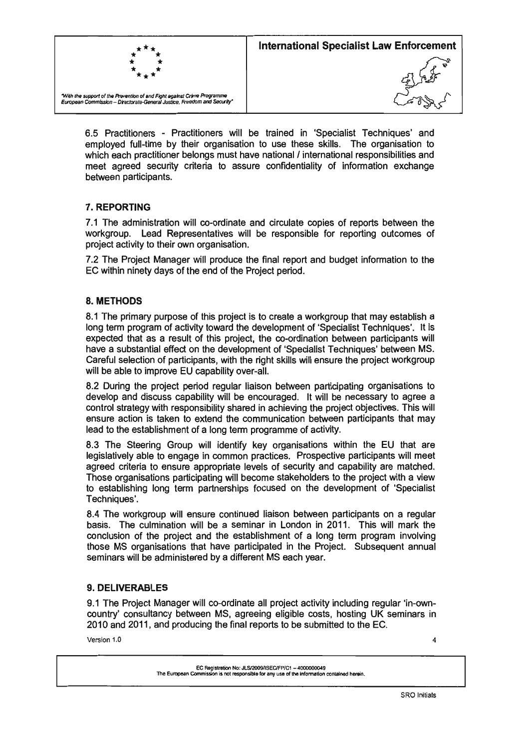6.5 Practitioners - Practitioners will be trained in 'Specialist Techniques' and employed full-time by their organisation to use these skills. The organisation to which each practitioner belongs must have national / international responsibilities and meet agreed security criteria to assure confidentiality of information exchange between participants.

## 7. REPORTING

7.1 The administration will co-ordinate and circulate copies of reports between the workgroup. Lead Representatives will be responsible for reporting outcomes of project activity to their own organisation.

7.2 The Project Manager will produce the final report and budget information to the EC within ninety days of the end of the Project period.

## 8. METHODS

8.1 The primary purpose of this project is to create a workgroup that may establish a long term program of activity toward the development of 'Specialist Techniques'. It is expected that as a result of this project, the co-ordination between participants will have a substantial effect on the development of 'Specialist Techniques' between MS. Careful selection of participants, with the right skills will ensure the project workgroup will be able to improve EU capability over-all.

8.2 During the project period regular liaison between participating organisations to develop and discuss capability will be encouraged. It will be necessary to agree a control strategy with responsibility shared in achieving the project objectives. This will ensure action is taken to extend the communication between participants that may lead to the establishment of a long term programme of activity.

8.3 The Steering Group will identify key organisations within the EU that are legislatively able to engage in common practices. Prospective participants will meet agreed criteria to ensure appropriate levels of security and capability are matched. Those organisations participating will become stakeholders to the project with a view to establishing long term partnerships focused on the development of 'Specialist Techniques'.

8.4 The workgroup will ensure continued liaison between participants on a regular basis. The culmination will be a seminar in London in 2011. This will mark the conclusion of the project and the establishment of a long term program involving those MS organisations that have participated in the Project. Subsequent annual seminars will be administered by a different MS each year.

## 9. DELIVERABLES

9.1 The Project Manager will co-ordinate all project activity including regular 'in-own-country' consultancy between MS, agreeing eligible costs, hosting UK seminars in 2010 and 2011, and producing the final reports to be submitted to the EC.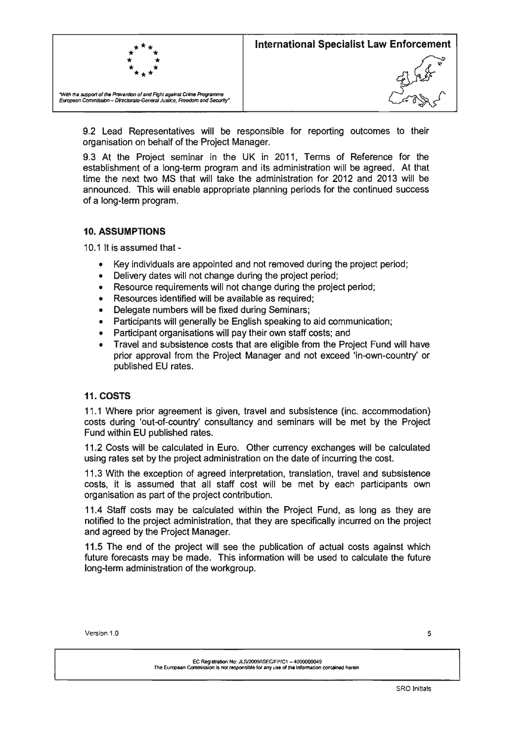9.2 Lead Representatives will be responsible for reporting outcomes to their organisation on behalf of the Project Manager.

9.3 At the Project seminar in the UK in 2011, Terms of Reference for the establishment of a long-term program and its administration will be agreed. At that time the next two MS that will take the administration for 2012 and 2013 will be announced. This will enable appropriate planning periods for the continued success of a long-term program.

### 10. ASSUMPTIONS

10.1 It is assumed that -

- Key individuals are appointed and not removed during the project period;
- Delivery dates will not change during the project period;
- Resource requirements will not change during the project period;
- Resources identified will be available as required;
- Delegate numbers will be fixed during Seminars;
- Participants will generally be English speaking to aid communication;
- Participant organisations will pay their own staff costs; and
- Travel and subsistence costs that are eligible from the Project Fund will have prior approval from the Project Manager and not exceed 'in-own-country' or published EU rates.

### 11. COSTS

11.1 Where prior agreement is given, travel and subsistence (inc. accommodation) costs during 'out-of-country' consultancy and seminars will be met by the Project Fund within EU published rates.

11.2 Costs will be calculated in Euro. Other currency exchanges will be calculated using rates set by the project administration on the date of incurring the cost.

11.3 With the exception of agreed interpretation, translation, travel and subsistence costs, it is assumed that all staff cost will be met by each participants own organisation as part of the project contribution.

11.4 Staff costs may be calculated within the Project Fund, as long as they are notified to the project administration, that they are specifically incurred on the project and agreed by the Project Manager.

11.5 The end of the project will see the publication of actual costs against which future forecasts may be made. This information will be used to calculate the future long-term administration of the workgroup.